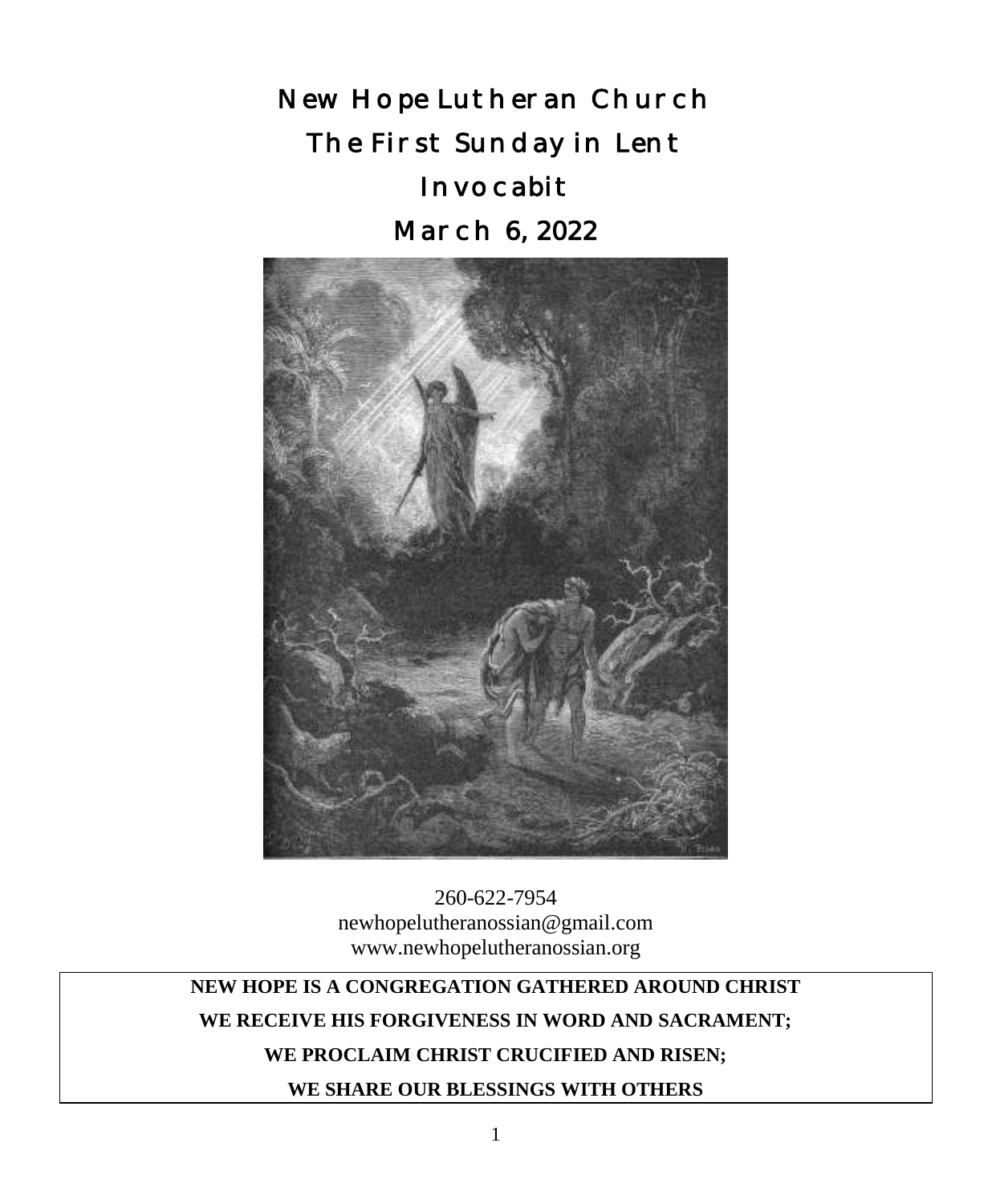# New Hope Lutheran Church

# The First Sunday in Lent

# Invocabit

# March 6, 2022

260-622-7954
newhopelutheranossian@gmail.com
www.newhopelutheranossian.org

**NEW HOPE IS A CONGREGATION GATHERED AROUND CHRIST**

**WE RECEIVE HIS FORGIVENESS IN WORD AND SACRAMENT;**

**WE PROCLAIM CHRIST CRUCIFIED AND RISEN;**

**WE SHARE OUR BLESSINGS WITH OTHERS**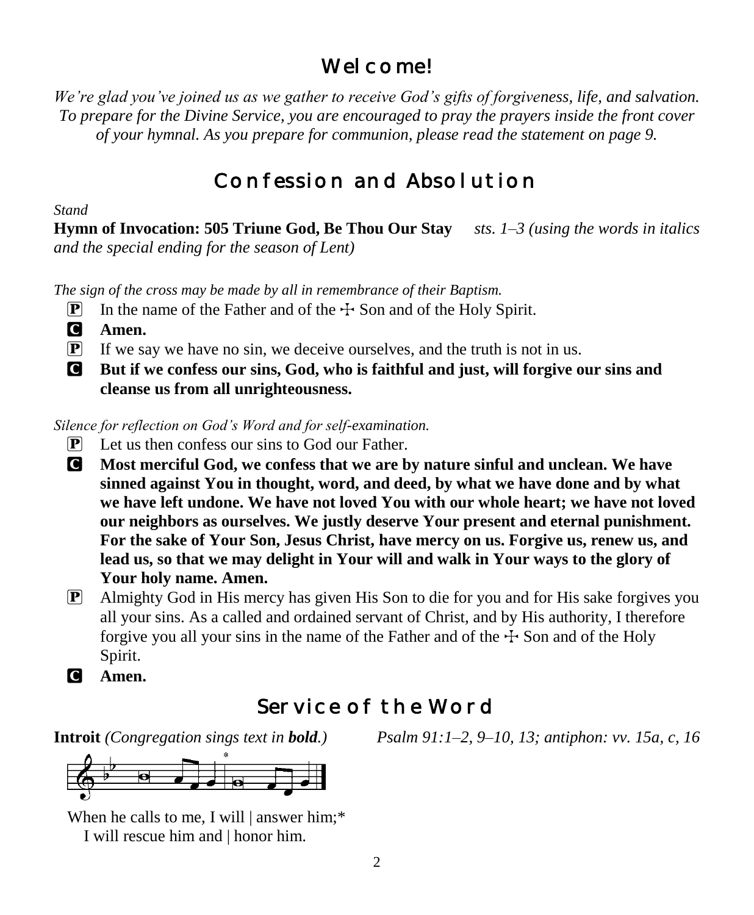# Welcome!

*We're glad you've joined us as we gather to receive God's gifts of forgiveness, life, and salvation. To prepare for the Divine Service, you are encouraged to pray the prayers inside the front cover of your hymnal. As you prepare for communion, please read the statement on page 9.*

## Confession and Absolution

*Stand*

**Hymn of Invocation: 505 Triune God, Be Thou Our Stay** *sts. 1–3 (using the words in italics and the special ending for the season of Lent)*

*The sign of the cross may be made by all in remembrance of their Baptism.*

P In the name of the Father and of the ☩ Son and of the Holy Spirit.

C **Amen.**

P If we say we have no sin, we deceive ourselves, and the truth is not in us.

C **But if we confess our sins, God, who is faithful and just, will forgive our sins and cleanse us from all unrighteousness.**

*Silence for reflection on God's Word and for self-examination.*

P Let us then confess our sins to God our Father.

C **Most merciful God, we confess that we are by nature sinful and unclean. We have sinned against You in thought, word, and deed, by what we have done and by what we have left undone. We have not loved You with our whole heart; we have not loved our neighbors as ourselves. We justly deserve Your present and eternal punishment. For the sake of Your Son, Jesus Christ, have mercy on us. Forgive us, renew us, and lead us, so that we may delight in Your will and walk in Your ways to the glory of Your holy name. Amen.**

P Almighty God in His mercy has given His Son to die for you and for His sake forgives you all your sins. As a called and ordained servant of Christ, and by His authority, I therefore forgive you all your sins in the name of the Father and of the ☩ Son and of the Holy Spirit.

C **Amen.**

## Service of the Word

**Introit** *(Congregation sings text in **bold**.)* *Psalm 91:1–2, 9–10, 13; antiphon: vv. 15a, c, 16*

When he calls to me, I will | answer him;*
I will rescue him and | honor him.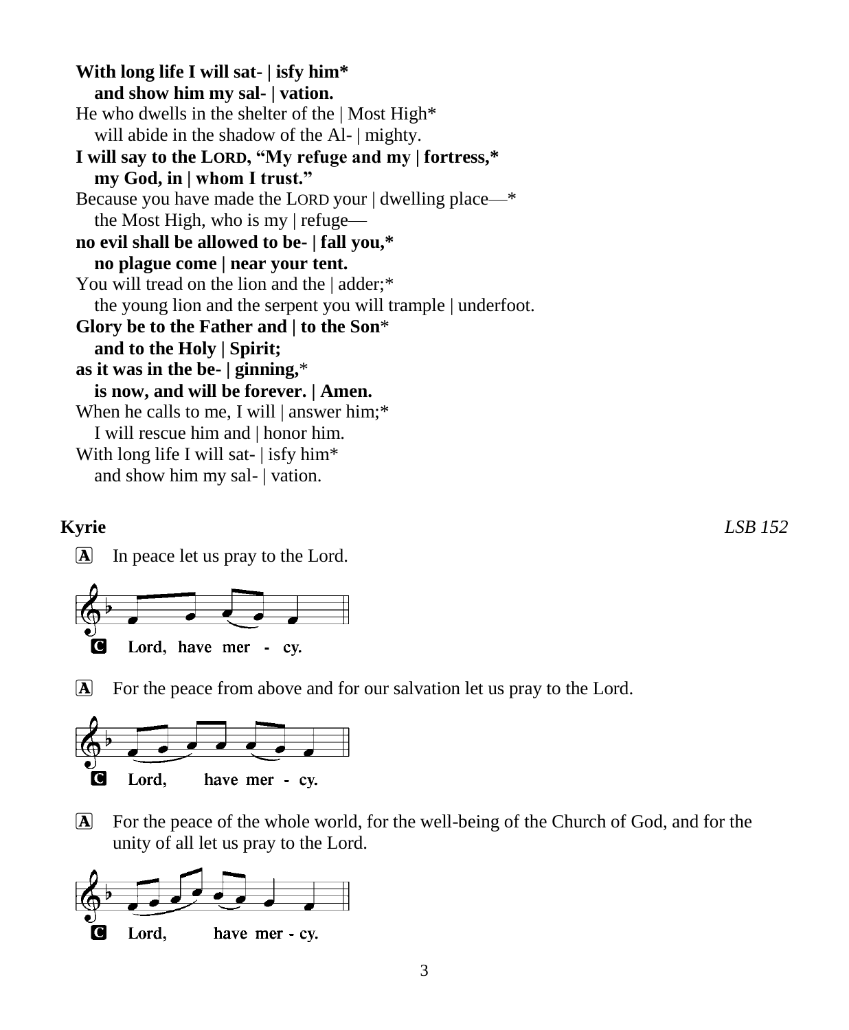**With long life I will sat- | isfy him***
**and show him my sal- | vation.**
He who dwells in the shelter of the | Most High*
will abide in the shadow of the Al- | mighty.
**I will say to the LORD, "My refuge and my | fortress,***
**my God, in | whom I trust."**
Because you have made the LORD your | dwelling place—*
the Most High, who is my | refuge—
**no evil shall be allowed to be- | fall you,***
**no plague come | near your tent.**
You will tread on the lion and the | adder;*
the young lion and the serpent you will trample | underfoot.
**Glory be to the Father and | to the Son***
**and to the Holy | Spirit;**
**as it was in the be- | ginning,***
**is now, and will be forever. | Amen.**
When he calls to me, I will | answer him;*
I will rescue him and | honor him.
With long life I will sat- | isfy him*
and show him my sal- | vation.

**Kyrie** *LSB 152*

A In peace let us pray to the Lord.

C **Lord, have mer - cy.**

A For the peace from above and for our salvation let us pray to the Lord.

C **Lord, have mer - cy.**

A For the peace of the whole world, for the well-being of the Church of God, and for the unity of all let us pray to the Lord.

C **Lord, have mer - cy.**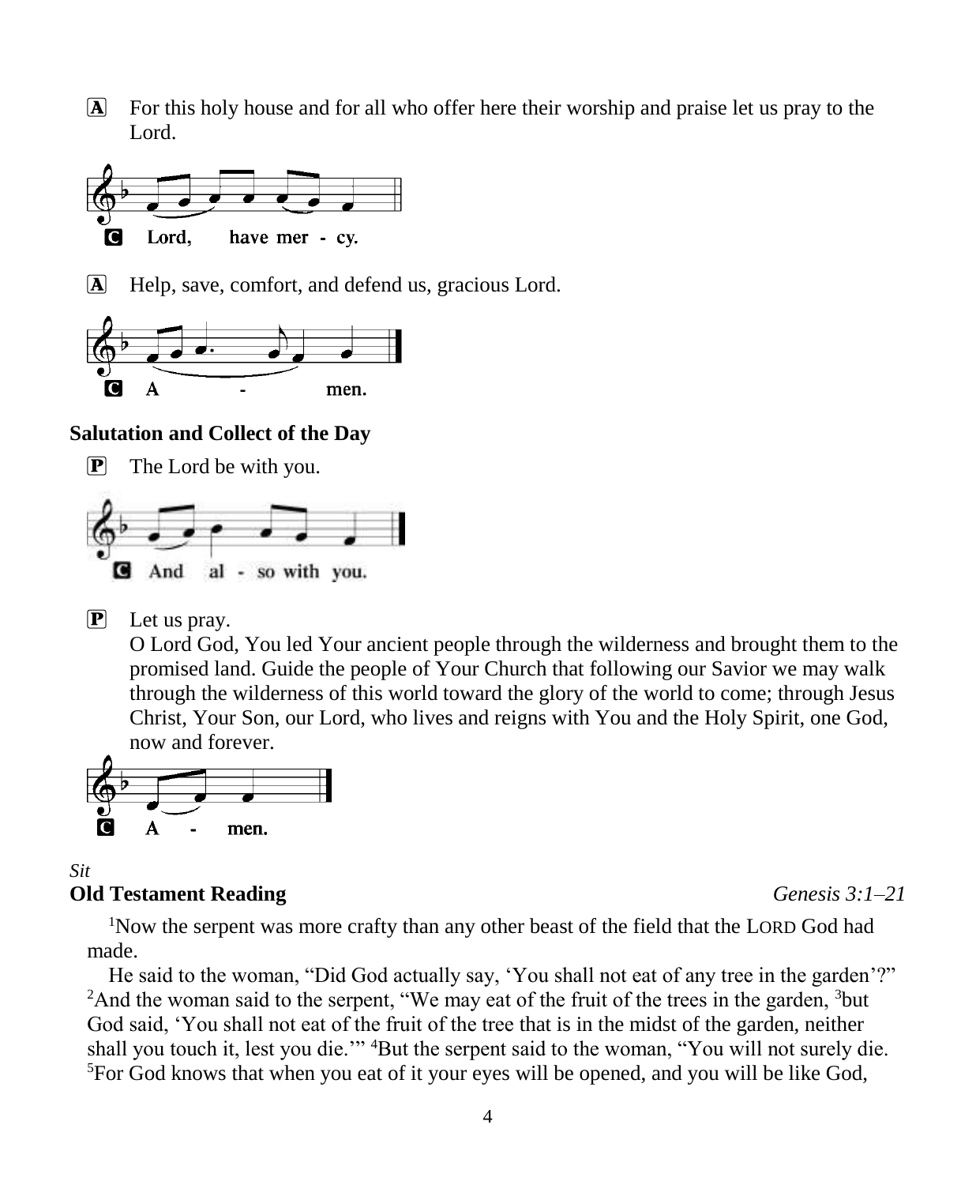A For this holy house and for all who offer here their worship and praise let us pray to the Lord.

C Lord, have mer - cy.

A Help, save, comfort, and defend us, gracious Lord.

C A - men.

**Salutation and Collect of the Day**

P The Lord be with you.

C And al - so with you.

P Let us pray.
O Lord God, You led Your ancient people through the wilderness and brought them to the promised land. Guide the people of Your Church that following our Savior we may walk through the wilderness of this world toward the glory of the world to come; through Jesus Christ, Your Son, our Lord, who lives and reigns with You and the Holy Spirit, one God, now and forever.

C A - men.

*Sit*

**Old Testament Reading** *Genesis 3:1–21*

1 Now the serpent was more crafty than any other beast of the field that the LORD God had made.

He said to the woman, "Did God actually say, 'You shall not eat of any tree in the garden'?" 2 And the woman said to the serpent, "We may eat of the fruit of the trees in the garden, 3 but God said, 'You shall not eat of the fruit of the tree that is in the midst of the garden, neither shall you touch it, lest you die.'" 4 But the serpent said to the woman, "You will not surely die. 5 For God knows that when you eat of it your eyes will be opened, and you will be like God,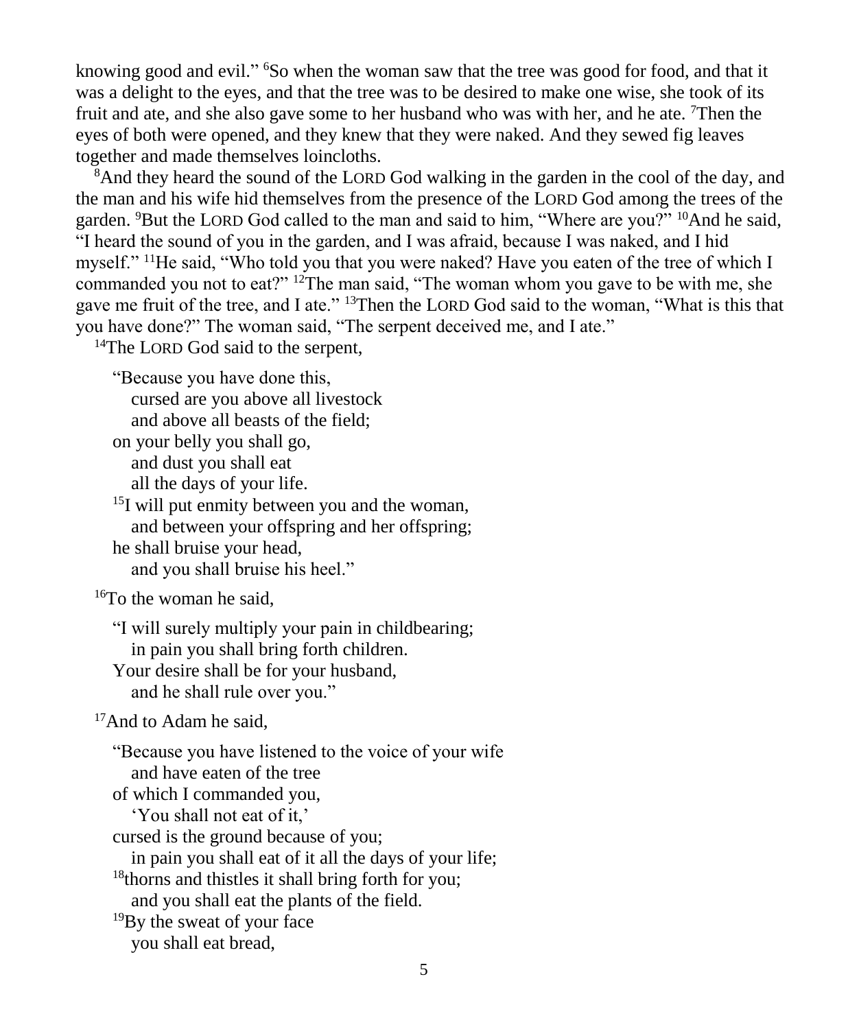knowing good and evil." [6]So when the woman saw that the tree was good for food, and that it was a delight to the eyes, and that the tree was to be desired to make one wise, she took of its fruit and ate, and she also gave some to her husband who was with her, and he ate. [7]Then the eyes of both were opened, and they knew that they were naked. And they sewed fig leaves together and made themselves loincloths.

[8]And they heard the sound of the LORD God walking in the garden in the cool of the day, and the man and his wife hid themselves from the presence of the LORD God among the trees of the garden. [9]But the LORD God called to the man and said to him, "Where are you?" [10]And he said, "I heard the sound of you in the garden, and I was afraid, because I was naked, and I hid myself." [11]He said, "Who told you that you were naked? Have you eaten of the tree of which I commanded you not to eat?" [12]The man said, "The woman whom you gave to be with me, she gave me fruit of the tree, and I ate." [13]Then the LORD God said to the woman, "What is this that you have done?" The woman said, "The serpent deceived me, and I ate."

[14]The LORD God said to the serpent,

"Because you have done this,  
  cursed are you above all livestock  
  and above all beasts of the field;  
on your belly you shall go,  
  and dust you shall eat  
  all the days of your life.  
[15]I will put enmity between you and the woman,  
  and between your offspring and her offspring;  
he shall bruise your head,  
  and you shall bruise his heel."

[16]To the woman he said,

"I will surely multiply your pain in childbearing;  
  in pain you shall bring forth children.  
Your desire shall be for your husband,  
  and he shall rule over you."

[17]And to Adam he said,

"Because you have listened to the voice of your wife  
  and have eaten of the tree  
of which I commanded you,  
  'You shall not eat of it,'  
cursed is the ground because of you;  
  in pain you shall eat of it all the days of your life;  
[18]thorns and thistles it shall bring forth for you;  
  and you shall eat the plants of the field.  
[19]By the sweat of your face  
  you shall eat bread,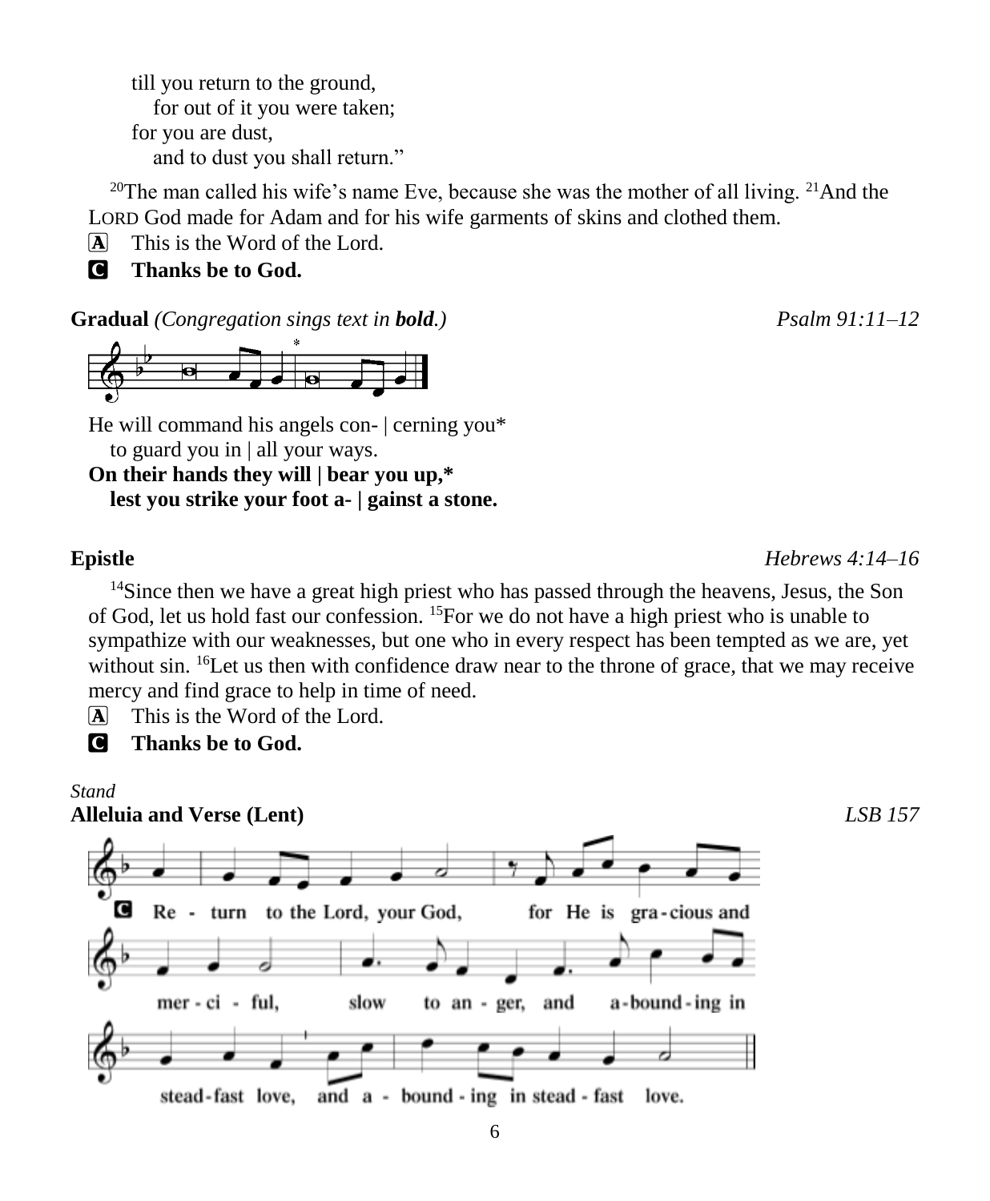till you return to the ground,
   for out of it you were taken;
for you are dust,
   and to dust you shall return."

[20]The man called his wife's name Eve, because she was the mother of all living. [21]And the LORD God made for Adam and for his wife garments of skins and clothed them.

A  This is the Word of the Lord.

C  **Thanks be to God.**

**Gradual** *(Congregation sings text in **bold**.)* *Psalm 91:11–12*

He will command his angels con- | cerning you*
   to guard you in | all your ways.
**On their hands they will | bear you up,***
   **lest you strike your foot a- | gainst a stone.**

**Epistle** *Hebrews 4:14–16*

[14]Since then we have a great high priest who has passed through the heavens, Jesus, the Son of God, let us hold fast our confession. [15]For we do not have a high priest who is unable to sympathize with our weaknesses, but one who in every respect has been tempted as we are, yet without sin. [16]Let us then with confidence draw near to the throne of grace, that we may receive mercy and find grace to help in time of need.

A  This is the Word of the Lord.

C  **Thanks be to God.**

*Stand*

**Alleluia and Verse (Lent)** *LSB 157*

C  Re - turn to the Lord, your God, for He is gra - cious and mer - ci - ful, slow to an - ger, and a - bound - ing in stead - fast love, and a - bound - ing in stead - fast love.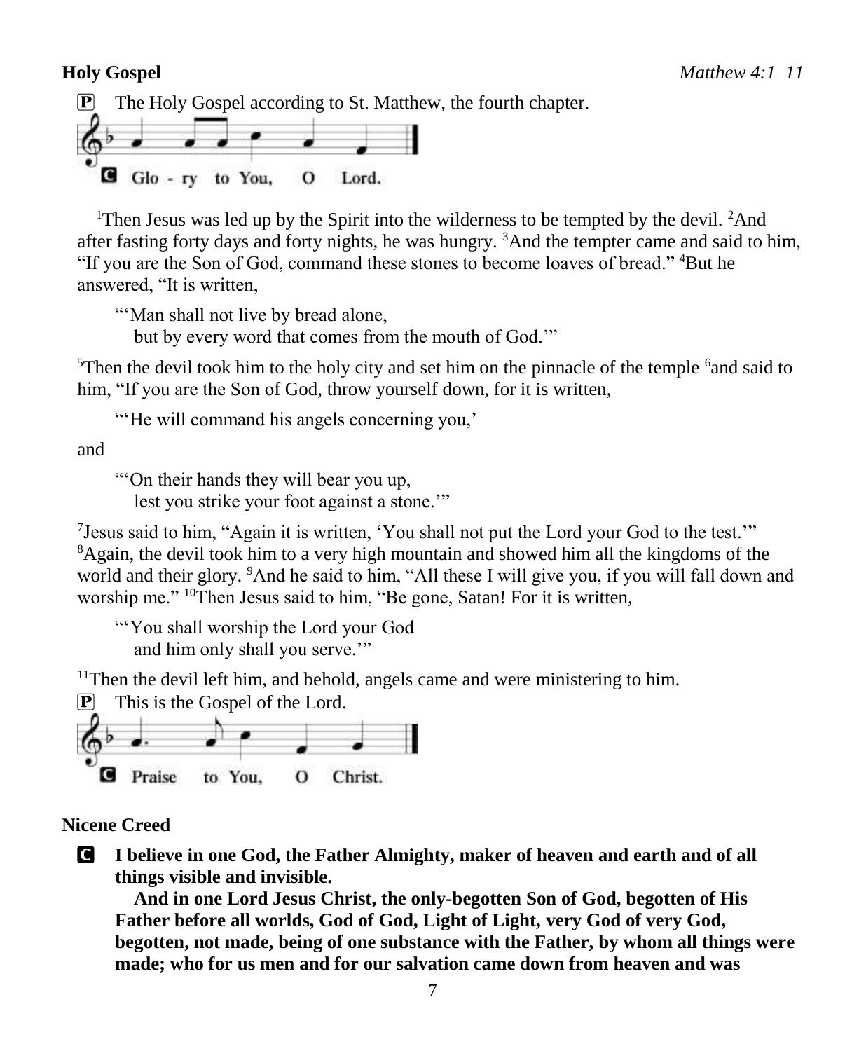**Holy Gospel** *Matthew 4:1–11*

P The Holy Gospel according to St. Matthew, the fourth chapter.

C Glo - ry to You, O Lord.

[1]Then Jesus was led up by the Spirit into the wilderness to be tempted by the devil. [2]And after fasting forty days and forty nights, he was hungry. [3]And the tempter came and said to him, "If you are the Son of God, command these stones to become loaves of bread." [4]But he answered, "It is written,

> "'Man shall not live by bread alone,
> but by every word that comes from the mouth of God.'"

[5]Then the devil took him to the holy city and set him on the pinnacle of the temple [6]and said to him, "If you are the Son of God, throw yourself down, for it is written,

> "'He will command his angels concerning you,'

and

> "'On their hands they will bear you up,
> lest you strike your foot against a stone.'"

[7]Jesus said to him, "Again it is written, 'You shall not put the Lord your God to the test.'" [8]Again, the devil took him to a very high mountain and showed him all the kingdoms of the world and their glory. [9]And he said to him, "All these I will give you, if you will fall down and worship me." [10]Then Jesus said to him, "Be gone, Satan! For it is written,

> "'You shall worship the Lord your God
> and him only shall you serve.'"

[11]Then the devil left him, and behold, angels came and were ministering to him.

P This is the Gospel of the Lord.

C Praise to You, O Christ.

**Nicene Creed**

C **I believe in one God, the Father Almighty, maker of heaven and earth and of all things visible and invisible.**

**And in one Lord Jesus Christ, the only-begotten Son of God, begotten of His Father before all worlds, God of God, Light of Light, very God of very God, begotten, not made, being of one substance with the Father, by whom all things were made; who for us men and for our salvation came down from heaven and was**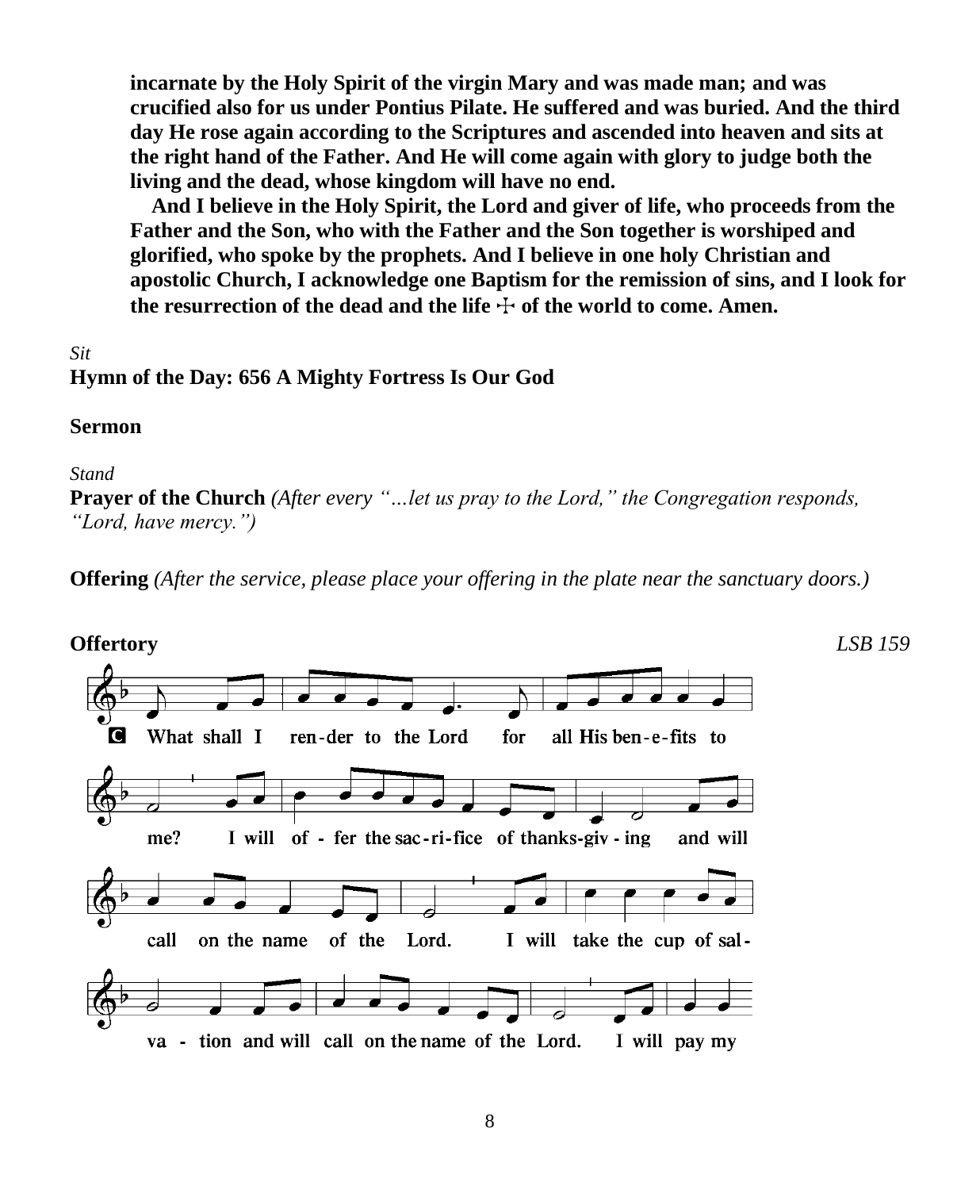**incarnate by the Holy Spirit of the virgin Mary and was made man; and was crucified also for us under Pontius Pilate. He suffered and was buried. And the third day He rose again according to the Scriptures and ascended into heaven and sits at the right hand of the Father. And He will come again with glory to judge both the living and the dead, whose kingdom will have no end.**

**And I believe in the Holy Spirit, the Lord and giver of life, who proceeds from the Father and the Son, who with the Father and the Son together is worshiped and glorified, who spoke by the prophets. And I believe in one holy Christian and apostolic Church, I acknowledge one Baptism for the remission of sins, and I look for the resurrection of the dead and the life ☩ of the world to come. Amen.**

*Sit*

**Hymn of the Day: 656 A Mighty Fortress Is Our God**

**Sermon**

*Stand*

**Prayer of the Church** *(After every "…let us pray to the Lord," the Congregation responds, "Lord, have mercy.")*

**Offering** *(After the service, please place your offering in the plate near the sanctuary doors.)*

**Offertory** *LSB 159*

C What shall I render to the Lord for all His benefits to me? I will offer the sacrifice of thanksgiving and will call on the name of the Lord. I will take the cup of salvation and will call on the name of the Lord. I will pay my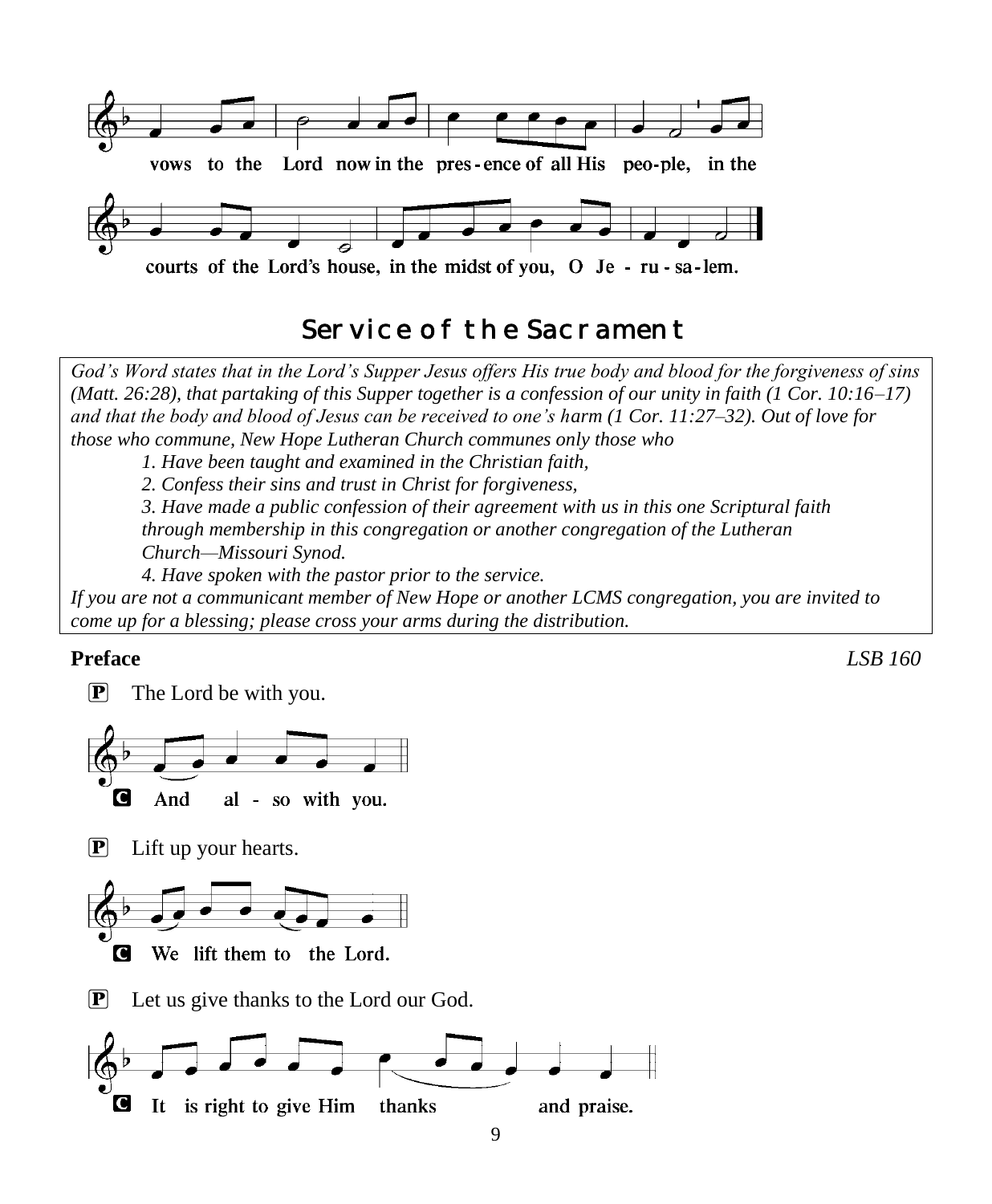vows to the Lord now in the pres - ence of all His peo-ple, in the

courts of the Lord's house, in the midst of you, O Je - ru - sa - lem.

## Service of the Sacrament

*God's Word states that in the Lord's Supper Jesus offers His true body and blood for the forgiveness of sins (Matt. 26:28), that partaking of this Supper together is a confession of our unity in faith (1 Cor. 10:16–17) and that the body and blood of Jesus can be received to one's harm (1 Cor. 11:27–32). Out of love for those who commune, New Hope Lutheran Church communes only those who*

*1. Have been taught and examined in the Christian faith,*

*2. Confess their sins and trust in Christ for forgiveness,*

*3. Have made a public confession of their agreement with us in this one Scriptural faith through membership in this congregation or another congregation of the Lutheran Church—Missouri Synod.*

*4. Have spoken with the pastor prior to the service.*

*If you are not a communicant member of New Hope or another LCMS congregation, you are invited to come up for a blessing; please cross your arms during the distribution.*

**Preface** *LSB 160*

P The Lord be with you.

**C And al - so with you.**

P Lift up your hearts.

**C We lift them to the Lord.**

P Let us give thanks to the Lord our God.

**C It is right to give Him thanks and praise.**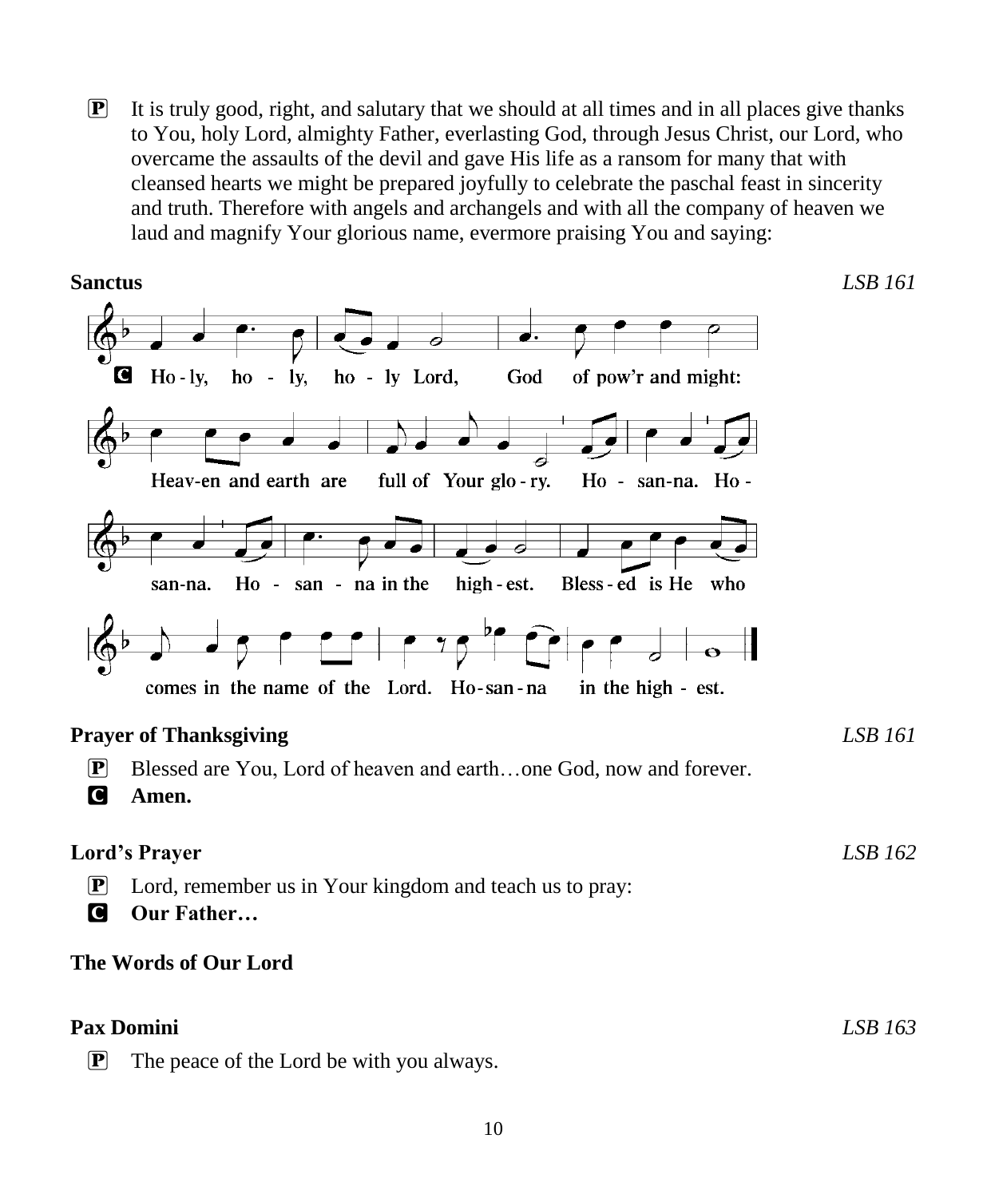P It is truly good, right, and salutary that we should at all times and in all places give thanks to You, holy Lord, almighty Father, everlasting God, through Jesus Christ, our Lord, who overcame the assaults of the devil and gave His life as a ransom for many that with cleansed hearts we might be prepared joyfully to celebrate the paschal feast in sincerity and truth. Therefore with angels and archangels and with all the company of heaven we laud and magnify Your glorious name, evermore praising You and saying:

**Sanctus** *LSB 161*

C Ho-ly, ho-ly, ho-ly Lord, God of pow'r and might: Heav-en and earth are full of Your glo-ry. Ho-san-na. Ho-san-na. Ho-san-na in the high-est. Bless-ed is He who comes in the name of the Lord. Ho-san-na in the high-est.

**Prayer of Thanksgiving** *LSB 161*

P Blessed are You, Lord of heaven and earth…one God, now and forever.

C **Amen.**

**Lord's Prayer** *LSB 162*

P Lord, remember us in Your kingdom and teach us to pray:

C **Our Father…**

**The Words of Our Lord**

**Pax Domini** *LSB 163*

P The peace of the Lord be with you always.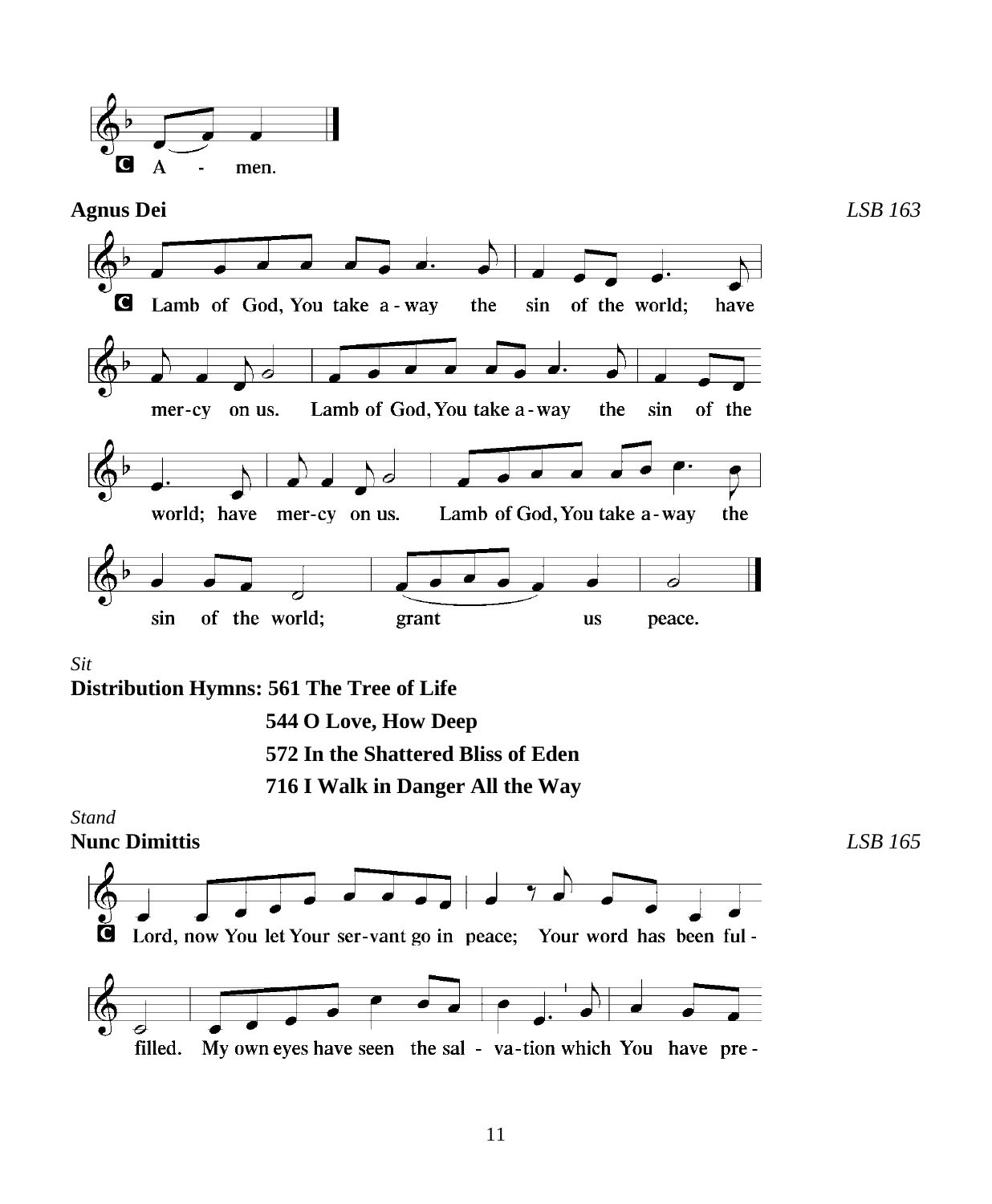C A - men.

**Agnus Dei** *LSB 163*

C Lamb of God, You take a-way the sin of the world; have mer-cy on us. Lamb of God, You take a-way the sin of the world; have mer-cy on us. Lamb of God, You take a-way the sin of the world; grant us peace.

*Sit*

**Distribution Hymns: 561 The Tree of Life**

**544 O Love, How Deep**

**572 In the Shattered Bliss of Eden**

**716 I Walk in Danger All the Way**

*Stand*

**Nunc Dimittis** *LSB 165*

C Lord, now You let Your ser-vant go in peace; Your word has been ful-filled. My own eyes have seen the sal - va-tion which You have pre -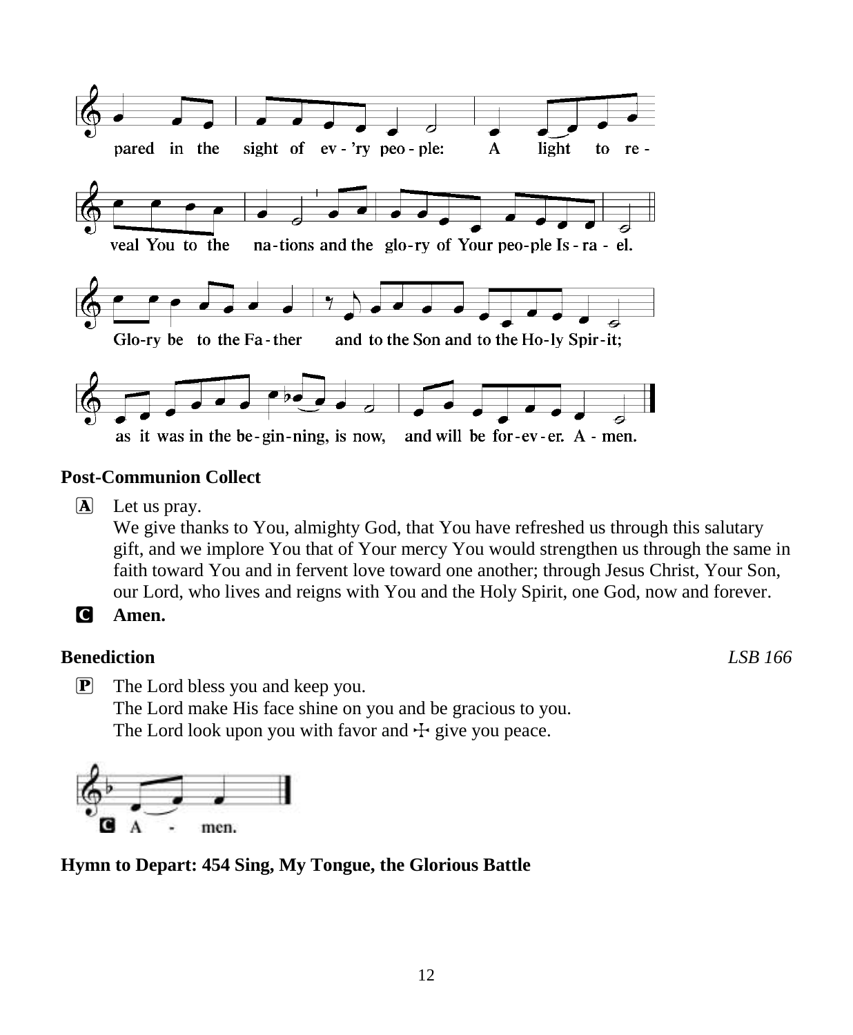pared in the sight of ev - 'ry peo - ple: A light to re - veal You to the na-tions and the glo-ry of Your peo-ple Is - ra - el.

Glo-ry be to the Fa - ther and to the Son and to the Ho-ly Spir-it; as it was in the be-gin-ning, is now, and will be for-ev-er. A - men.

**Post-Communion Collect**

Ⓐ Let us pray.
We give thanks to You, almighty God, that You have refreshed us through this salutary gift, and we implore You that of Your mercy You would strengthen us through the same in faith toward You and in fervent love toward one another; through Jesus Christ, Your Son, our Lord, who lives and reigns with You and the Holy Spirit, one God, now and forever.

**C Amen.**

**Benediction** *LSB 166*

Ⓟ The Lord bless you and keep you.
The Lord make His face shine on you and be gracious to you.
The Lord look upon you with favor and ☩ give you peace.

C A - men.

**Hymn to Depart: 454 Sing, My Tongue, the Glorious Battle**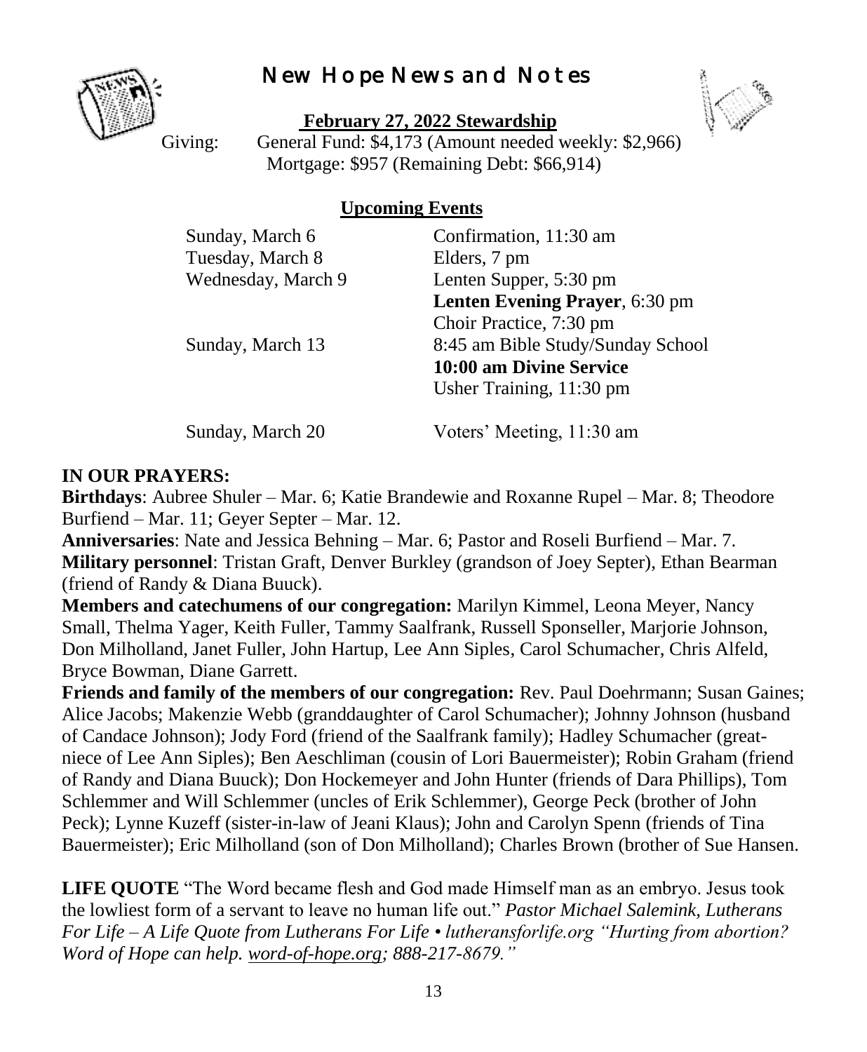# New Hope News and Notes

**February 27, 2022 Stewardship**

Giving: General Fund: $4,173 (Amount needed weekly: $2,966)
Mortgage: $957 (Remaining Debt: $66,914)

**Upcoming Events**

| | |
|---|---|
| Sunday, March 6 | Confirmation, 11:30 am |
| Tuesday, March 8 | Elders, 7 pm |
| Wednesday, March 9 | Lenten Supper, 5:30 pm |
| | **Lenten Evening Prayer**, 6:30 pm |
| | Choir Practice, 7:30 pm |
| Sunday, March 13 | 8:45 am Bible Study/Sunday School |
| | **10:00 am Divine Service** |
| | Usher Training, 11:30 pm |
| Sunday, March 20 | Voters' Meeting, 11:30 am |

**IN OUR PRAYERS:**

**Birthdays**: Aubree Shuler – Mar. 6; Katie Brandewie and Roxanne Rupel – Mar. 8; Theodore Burfiend – Mar. 11; Geyer Septer – Mar. 12.

**Anniversaries**: Nate and Jessica Behning – Mar. 6; Pastor and Roseli Burfiend – Mar. 7.

**Military personnel**: Tristan Graft, Denver Burkley (grandson of Joey Septer), Ethan Bearman (friend of Randy & Diana Buuck).

**Members and catechumens of our congregation:** Marilyn Kimmel, Leona Meyer, Nancy Small, Thelma Yager, Keith Fuller, Tammy Saalfrank, Russell Sponseller, Marjorie Johnson, Don Milholland, Janet Fuller, John Hartup, Lee Ann Siples, Carol Schumacher, Chris Alfeld, Bryce Bowman, Diane Garrett.

**Friends and family of the members of our congregation:** Rev. Paul Doehrmann; Susan Gaines; Alice Jacobs; Makenzie Webb (granddaughter of Carol Schumacher); Johnny Johnson (husband of Candace Johnson); Jody Ford (friend of the Saalfrank family); Hadley Schumacher (great-niece of Lee Ann Siples); Ben Aeschliman (cousin of Lori Bauermeister); Robin Graham (friend of Randy and Diana Buuck); Don Hockemeyer and John Hunter (friends of Dara Phillips), Tom Schlemmer and Will Schlemmer (uncles of Erik Schlemmer), George Peck (brother of John Peck); Lynne Kuzeff (sister-in-law of Jeani Klaus); John and Carolyn Spenn (friends of Tina Bauermeister); Eric Milholland (son of Don Milholland); Charles Brown (brother of Sue Hansen.

**LIFE QUOTE** "The Word became flesh and God made Himself man as an embryo. Jesus took the lowliest form of a servant to leave no human life out." *Pastor Michael Salemink, Lutherans For Life – A Life Quote from Lutherans For Life • lutheransforlife.org "Hurting from abortion? Word of Hope can help. word-of-hope.org; 888-217-8679."*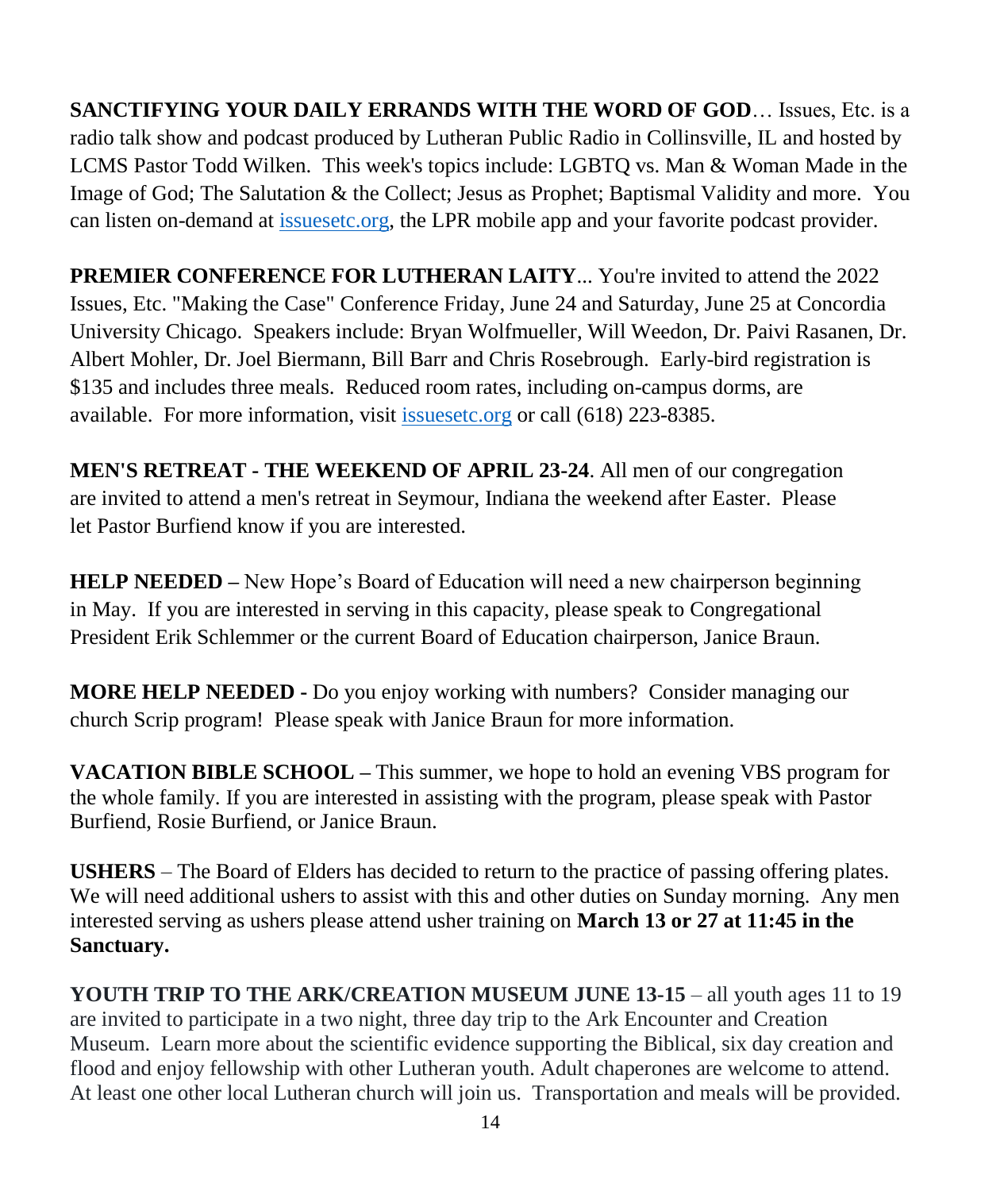**SANCTIFYING YOUR DAILY ERRANDS WITH THE WORD OF GOD**… Issues, Etc. is a radio talk show and podcast produced by Lutheran Public Radio in Collinsville, IL and hosted by LCMS Pastor Todd Wilken. This week's topics include: LGBTQ vs. Man & Woman Made in the Image of God; The Salutation & the Collect; Jesus as Prophet; Baptismal Validity and more. You can listen on-demand at [issuesetc.org](issuesetc.org), the LPR mobile app and your favorite podcast provider.

**PREMIER CONFERENCE FOR LUTHERAN LAITY**... You're invited to attend the 2022 Issues, Etc. "Making the Case" Conference Friday, June 24 and Saturday, June 25 at Concordia University Chicago. Speakers include: Bryan Wolfmueller, Will Weedon, Dr. Paivi Rasanen, Dr. Albert Mohler, Dr. Joel Biermann, Bill Barr and Chris Rosebrough. Early-bird registration is $135 and includes three meals. Reduced room rates, including on-campus dorms, are available. For more information, visit [issuesetc.org](issuesetc.org) or call (618) 223-8385.

**MEN'S RETREAT - THE WEEKEND OF APRIL 23-24**. All men of our congregation are invited to attend a men's retreat in Seymour, Indiana the weekend after Easter. Please let Pastor Burfiend know if you are interested.

**HELP NEEDED –** New Hope's Board of Education will need a new chairperson beginning in May. If you are interested in serving in this capacity, please speak to Congregational President Erik Schlemmer or the current Board of Education chairperson, Janice Braun.

**MORE HELP NEEDED -** Do you enjoy working with numbers? Consider managing our church Scrip program! Please speak with Janice Braun for more information.

**VACATION BIBLE SCHOOL –** This summer, we hope to hold an evening VBS program for the whole family. If you are interested in assisting with the program, please speak with Pastor Burfiend, Rosie Burfiend, or Janice Braun.

**USHERS** – The Board of Elders has decided to return to the practice of passing offering plates. We will need additional ushers to assist with this and other duties on Sunday morning. Any men interested serving as ushers please attend usher training on **March 13 or 27 at 11:45 in the Sanctuary.**

**YOUTH TRIP TO THE ARK/CREATION MUSEUM JUNE 13-15** – all youth ages 11 to 19 are invited to participate in a two night, three day trip to the Ark Encounter and Creation Museum. Learn more about the scientific evidence supporting the Biblical, six day creation and flood and enjoy fellowship with other Lutheran youth. Adult chaperones are welcome to attend. At least one other local Lutheran church will join us. Transportation and meals will be provided.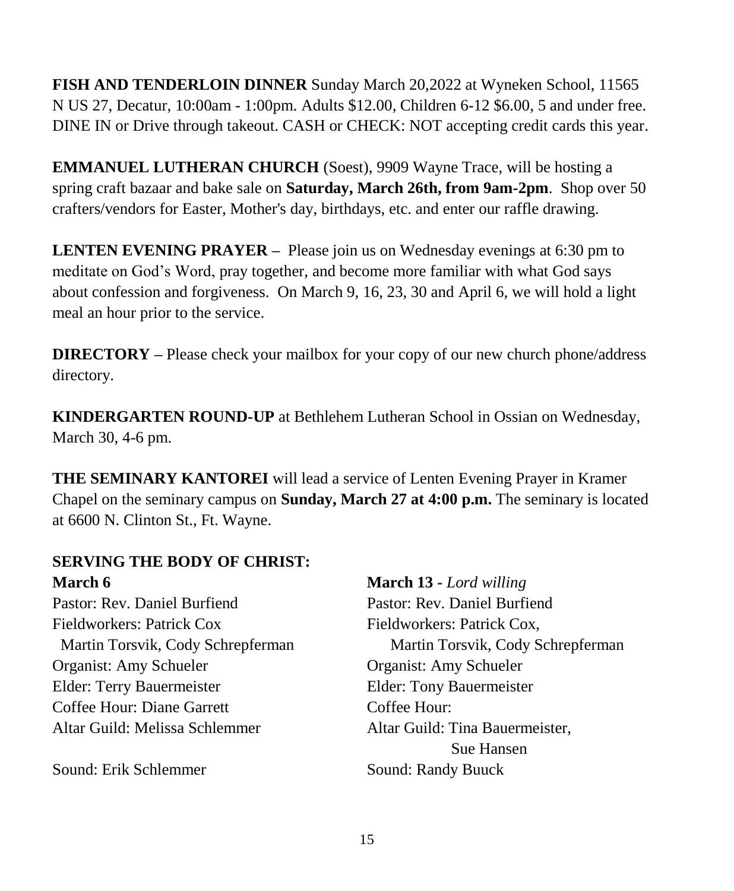**FISH AND TENDERLOIN DINNER** Sunday March 20,2022 at Wyneken School, 11565 N US 27, Decatur, 10:00am - 1:00pm. Adults $12.00, Children 6-12 $6.00, 5 and under free. DINE IN or Drive through takeout. CASH or CHECK: NOT accepting credit cards this year.

**EMMANUEL LUTHERAN CHURCH** (Soest), 9909 Wayne Trace, will be hosting a spring craft bazaar and bake sale on **Saturday, March 26th, from 9am-2pm**. Shop over 50 crafters/vendors for Easter, Mother's day, birthdays, etc. and enter our raffle drawing.

**LENTEN EVENING PRAYER –** Please join us on Wednesday evenings at 6:30 pm to meditate on God's Word, pray together, and become more familiar with what God says about confession and forgiveness. On March 9, 16, 23, 30 and April 6, we will hold a light meal an hour prior to the service.

**DIRECTORY –** Please check your mailbox for your copy of our new church phone/address directory.

**KINDERGARTEN ROUND-UP** at Bethlehem Lutheran School in Ossian on Wednesday, March 30, 4-6 pm.

**THE SEMINARY KANTOREI** will lead a service of Lenten Evening Prayer in Kramer Chapel on the seminary campus on **Sunday, March 27 at 4:00 p.m.** The seminary is located at 6600 N. Clinton St., Ft. Wayne.

**SERVING THE BODY OF CHRIST:**

**March 6**

Pastor: Rev. Daniel Burfiend
Fieldworkers: Patrick Cox
  Martin Torsvik, Cody Schrepferman
Organist: Amy Schueler
Elder: Terry Bauermeister
Coffee Hour: Diane Garrett
Altar Guild: Melissa Schlemmer

Sound: Erik Schlemmer

**March 13 -** *Lord willing*

Pastor: Rev. Daniel Burfiend
Fieldworkers: Patrick Cox,
  Martin Torsvik, Cody Schrepferman
Organist: Amy Schueler
Elder: Tony Bauermeister
Coffee Hour:
Altar Guild: Tina Bauermeister,
  Sue Hansen
Sound: Randy Buuck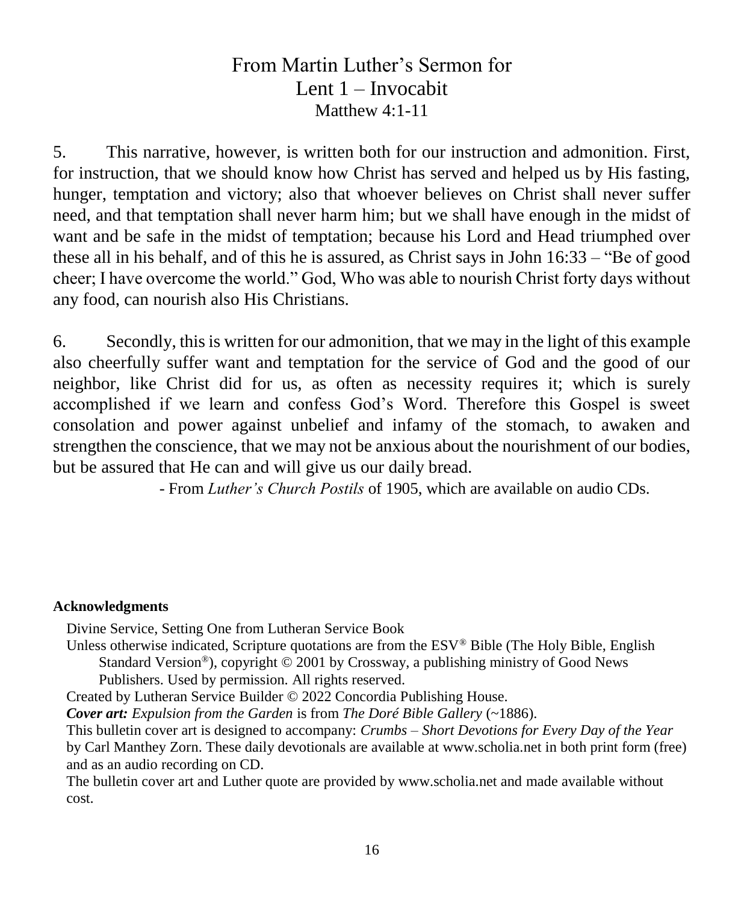# From Martin Luther's Sermon for Lent 1 – Invocabit

Matthew 4:1-11

5. This narrative, however, is written both for our instruction and admonition. First, for instruction, that we should know how Christ has served and helped us by His fasting, hunger, temptation and victory; also that whoever believes on Christ shall never suffer need, and that temptation shall never harm him; but we shall have enough in the midst of want and be safe in the midst of temptation; because his Lord and Head triumphed over these all in his behalf, and of this he is assured, as Christ says in John 16:33 – "Be of good cheer; I have overcome the world." God, Who was able to nourish Christ forty days without any food, can nourish also His Christians.

6. Secondly, this is written for our admonition, that we may in the light of this example also cheerfully suffer want and temptation for the service of God and the good of our neighbor, like Christ did for us, as often as necessity requires it; which is surely accomplished if we learn and confess God's Word. Therefore this Gospel is sweet consolation and power against unbelief and infamy of the stomach, to awaken and strengthen the conscience, that we may not be anxious about the nourishment of our bodies, but be assured that He can and will give us our daily bread.

- From *Luther's Church Postils* of 1905, which are available on audio CDs.

**Acknowledgments**

Divine Service, Setting One from Lutheran Service Book

Unless otherwise indicated, Scripture quotations are from the ESV® Bible (The Holy Bible, English Standard Version®), copyright © 2001 by Crossway, a publishing ministry of Good News Publishers. Used by permission. All rights reserved.

Created by Lutheran Service Builder © 2022 Concordia Publishing House.

***Cover art:*** *Expulsion from the Garden* is from *The Doré Bible Gallery* (~1886).

This bulletin cover art is designed to accompany: *Crumbs – Short Devotions for Every Day of the Year* by Carl Manthey Zorn. These daily devotionals are available at www.scholia.net in both print form (free) and as an audio recording on CD.

The bulletin cover art and Luther quote are provided by www.scholia.net and made available without cost.